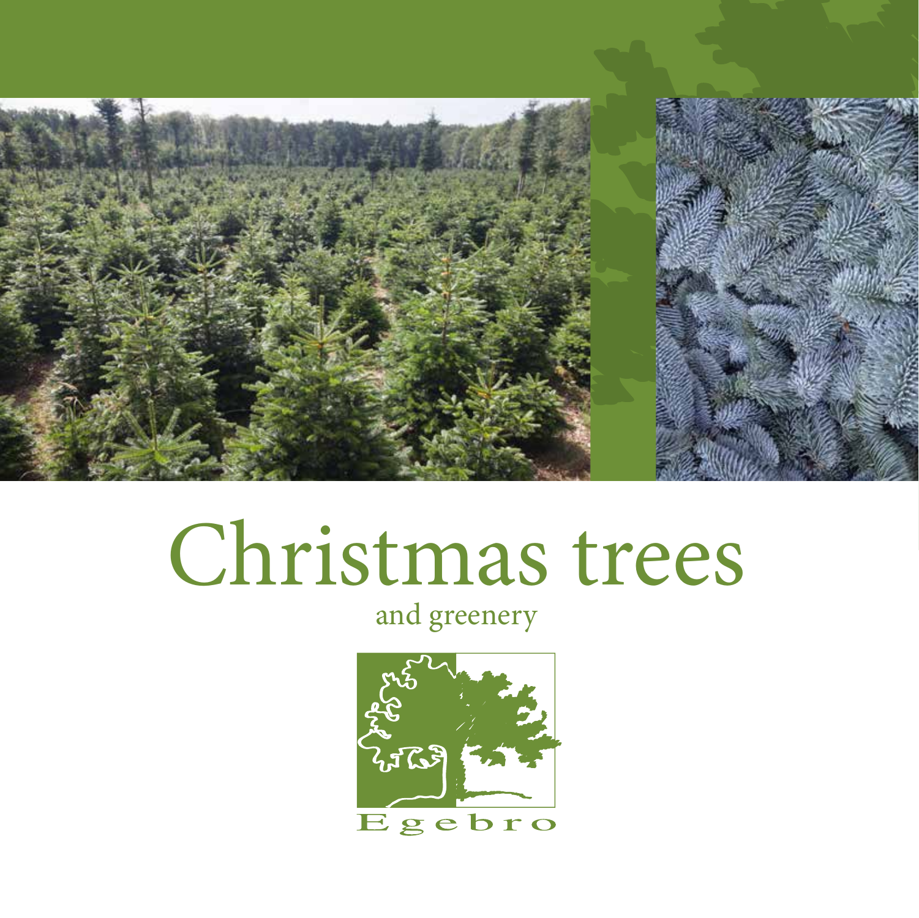# Christmas trees

and greenery

Egebro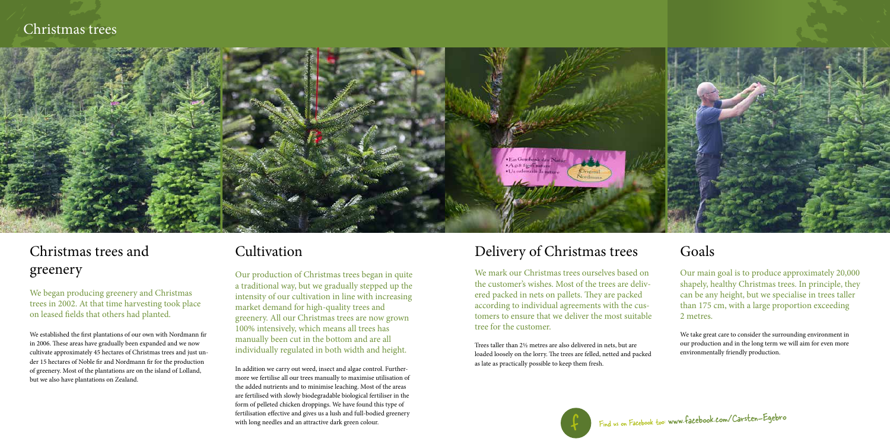# Christmas trees

## Christmas trees and greenery

We began producing greenery and Christmas trees in 2002. At that time harvesting took place on leased fields that others had planted.

We established the first plantations of our own with Nordmann fir in 2006. These areas have gradually been expanded and we now cultivate approximately 45 hectares of Christmas trees and just under 15 hectares of Noble fir and Nordmann fir for the production of greenery. Most of the plantations are on the island of Lolland, but we also have plantations on Zealand.

## Cultivation

Our production of Christmas trees began in quite a traditional way, but we gradually stepped up the intensity of our cultivation in line with increasing market demand for high-quality trees and greenery. All our Christmas trees are now grown 100% intensively, which means all trees has manually been cut in the bottom and are all individually regulated in both width and height.

In addition we carry out weed, insect and algae control. Furthermore we fertilise all our trees manually to maximise utilisation of the added nutrients and to minimise leaching. Most of the areas are fertilised with slowly biodegradable biological fertiliser in the form of pelleted chicken droppings. We have found this type of fertilisation effective and gives us a lush and full-bodied greenery with long needles and an attractive dark green colour.

## Delivery of Christmas trees

We mark our Christmas trees ourselves based on the customer's wishes. Most of the trees are delivered packed in nets on pallets. They are packed according to individual agreements with the customers to ensure that we deliver the most suitable tree for the customer.

Trees taller than 2½ metres are also delivered in nets, but are loaded loosely on the lorry. The trees are felled, netted and packed as late as practically possible to keep them fresh.

## Goals

Our main goal is to produce approximately 20,000 shapely, healthy Christmas trees. In principle, they can be any height, but we specialise in trees taller than 175 cm, with a large proportion exceeding 2 metres.

We take great care to consider the surrounding environment in our production and in the long term we will aim for even more environmentally friendly production.

Find us on Facebook too: www.facebook.com/Carsten-Egebro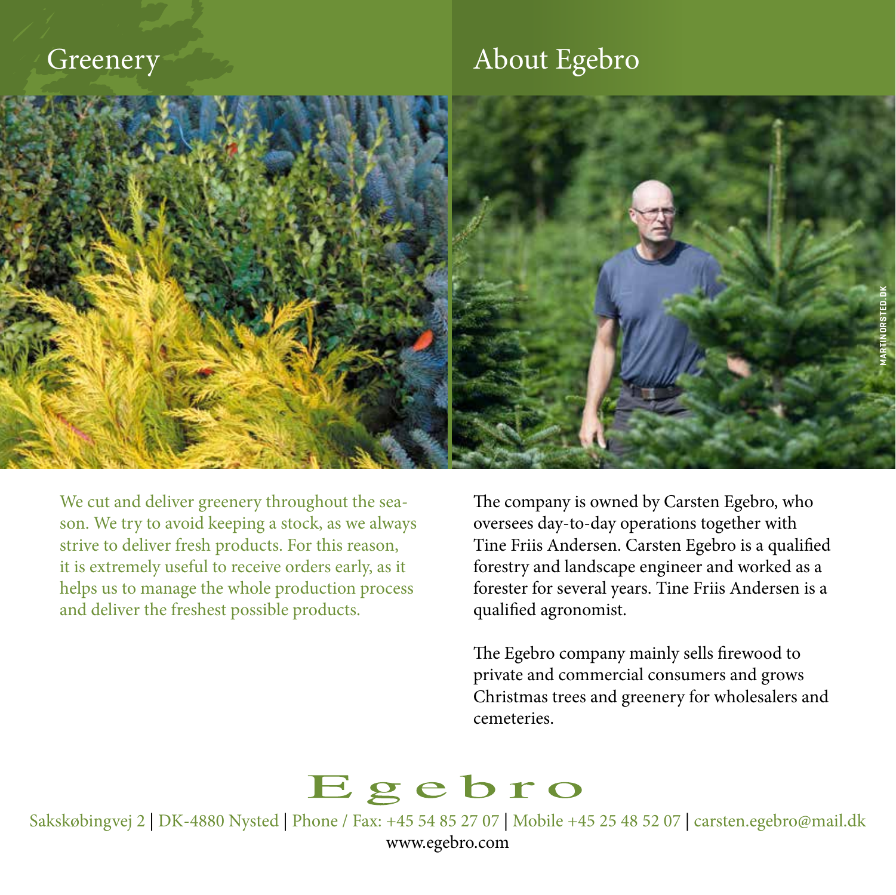## Greenery

We cut and deliver greenery throughout the season. We try to avoid keeping a stock, as we always strive to deliver fresh products. For this reason, it is extremely useful to receive orders early, as it helps us to manage the whole production process and deliver the freshest possible products.

## About Egebro

MARTINORSTED.DK

The company is owned by Carsten Egebro, who oversees day-to-day operations together with Tine Friis Andersen. Carsten Egebro is a qualified forestry and landscape engineer and worked as a forester for several years. Tine Friis Andersen is a qualified agronomist.

The Egebro company mainly sells firewood to private and commercial consumers and grows Christmas trees and greenery for wholesalers and cemeteries.

**Egebro**

Sakskøbingvej 2 | DK-4880 Nysted | Phone / Fax: +45 54 85 27 07 | Mobile +45 25 48 52 07 | carsten.egebro@mail.dk
www.egebro.com